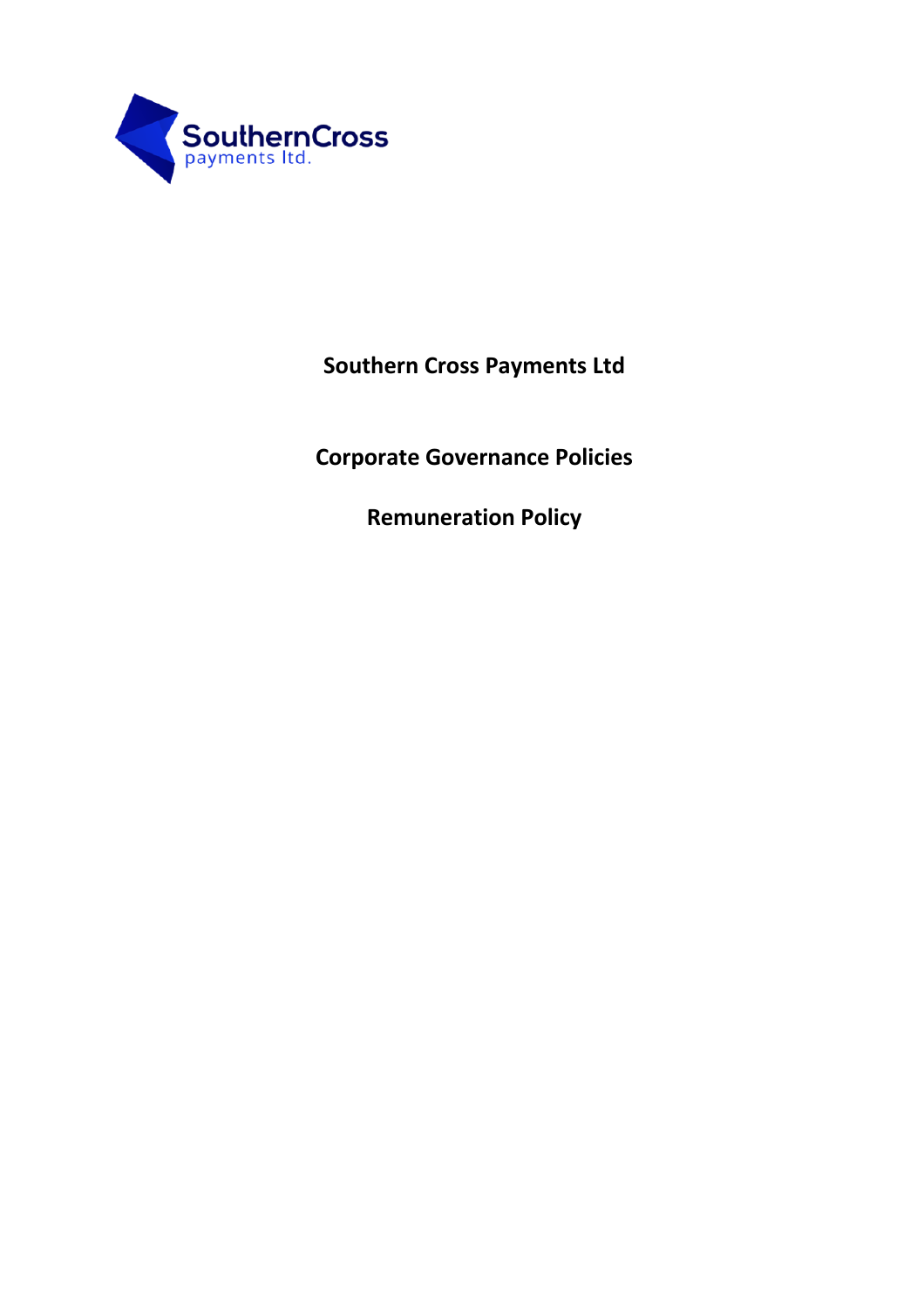# Southern Cross Payments Ltd

## Corporate Governance Policies

## Remuneration Policy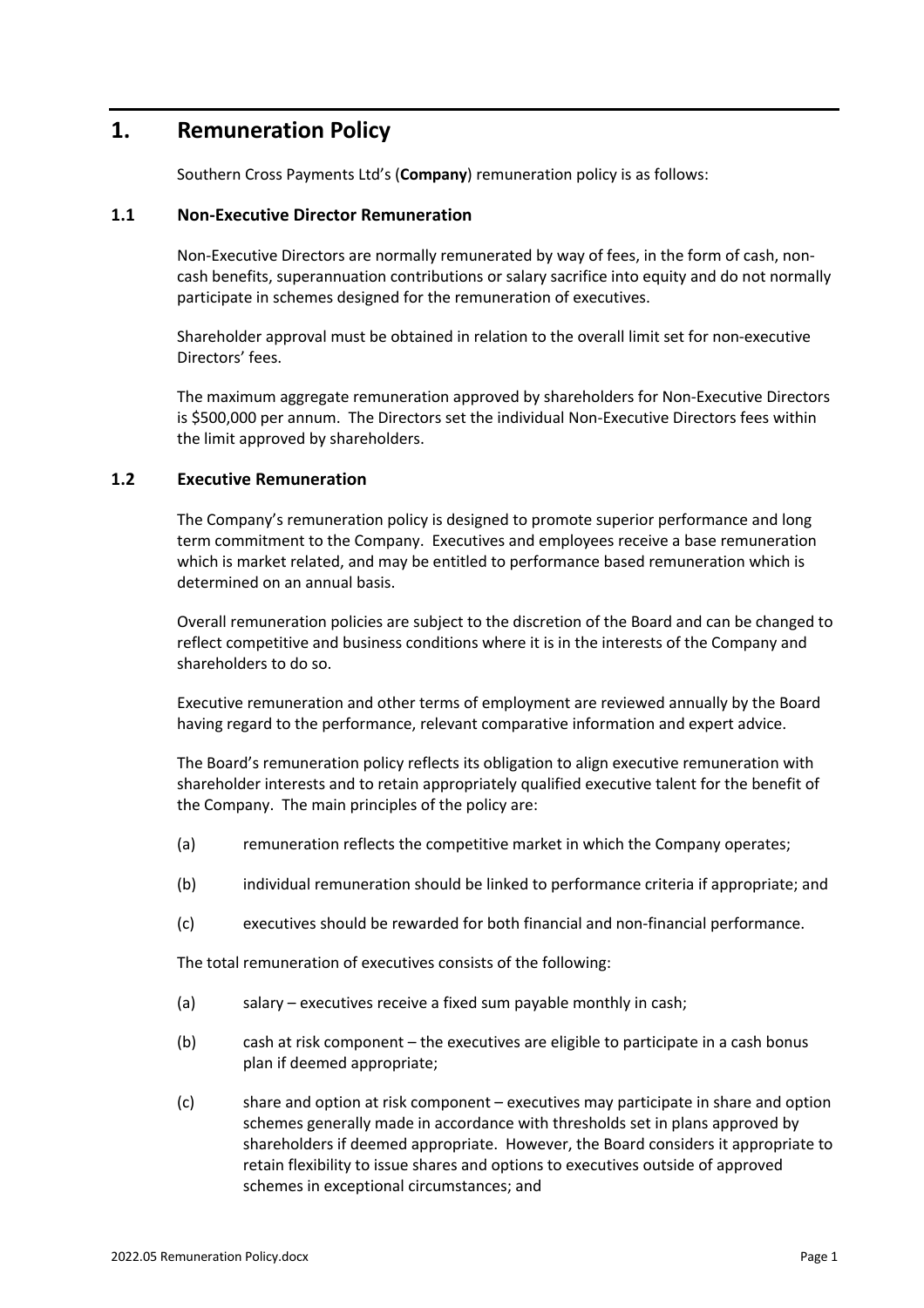# 1. Remuneration Policy

Southern Cross Payments Ltd's (**Company**) remuneration policy is as follows:

## 1.1 Non-Executive Director Remuneration

Non-Executive Directors are normally remunerated by way of fees, in the form of cash, non-cash benefits, superannuation contributions or salary sacrifice into equity and do not normally participate in schemes designed for the remuneration of executives.

Shareholder approval must be obtained in relation to the overall limit set for non-executive Directors' fees.

The maximum aggregate remuneration approved by shareholders for Non-Executive Directors is $500,000 per annum. The Directors set the individual Non-Executive Directors fees within the limit approved by shareholders.

## 1.2 Executive Remuneration

The Company's remuneration policy is designed to promote superior performance and long term commitment to the Company. Executives and employees receive a base remuneration which is market related, and may be entitled to performance based remuneration which is determined on an annual basis.

Overall remuneration policies are subject to the discretion of the Board and can be changed to reflect competitive and business conditions where it is in the interests of the Company and shareholders to do so.

Executive remuneration and other terms of employment are reviewed annually by the Board having regard to the performance, relevant comparative information and expert advice.

The Board's remuneration policy reflects its obligation to align executive remuneration with shareholder interests and to retain appropriately qualified executive talent for the benefit of the Company. The main principles of the policy are:

(a) remuneration reflects the competitive market in which the Company operates;

(b) individual remuneration should be linked to performance criteria if appropriate; and

(c) executives should be rewarded for both financial and non-financial performance.

The total remuneration of executives consists of the following:

(a) salary – executives receive a fixed sum payable monthly in cash;

(b) cash at risk component – the executives are eligible to participate in a cash bonus plan if deemed appropriate;

(c) share and option at risk component – executives may participate in share and option schemes generally made in accordance with thresholds set in plans approved by shareholders if deemed appropriate. However, the Board considers it appropriate to retain flexibility to issue shares and options to executives outside of approved schemes in exceptional circumstances; and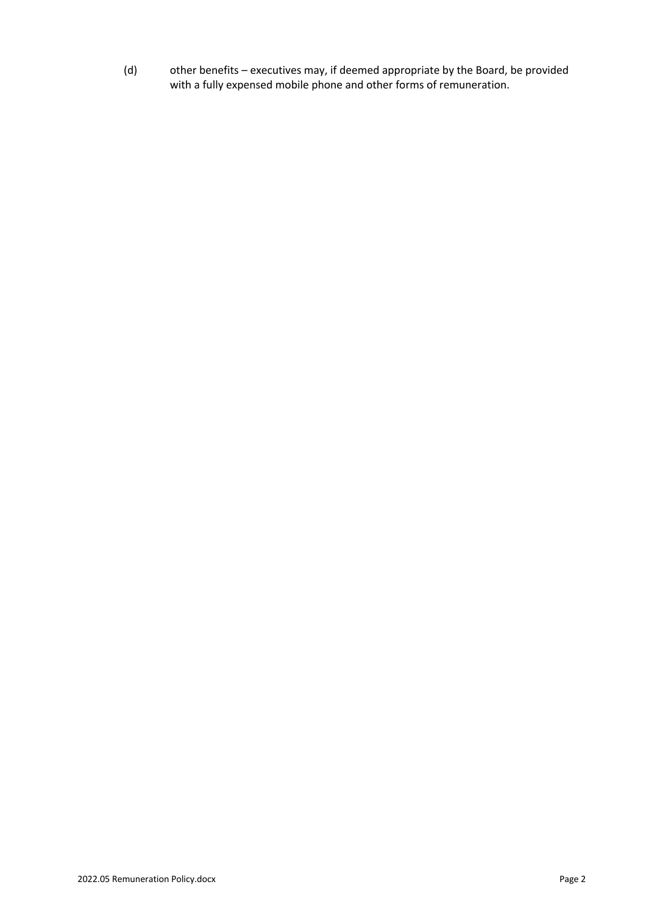(d) other benefits – executives may, if deemed appropriate by the Board, be provided with a fully expensed mobile phone and other forms of remuneration.